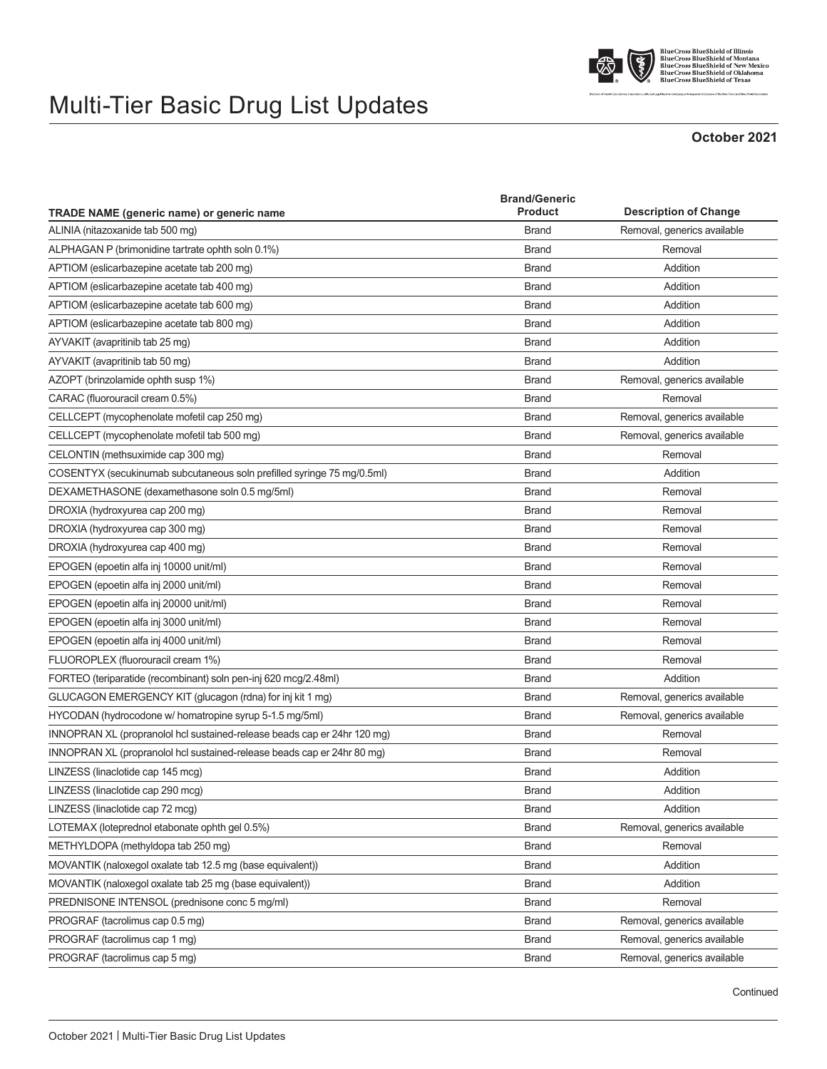# Multi-Tier Basic Drug List Updates

**October 2021**

| TRADE NAME (generic name) or generic name | Brand/Generic Product | Description of Change |
|---|---|---|
| ALINIA (nitazoxanide tab 500 mg) | Brand | Removal, generics available |
| ALPHAGAN P (brimonidine tartrate ophth soln 0.1%) | Brand | Removal |
| APTIOM (eslicarbazepine acetate tab 200 mg) | Brand | Addition |
| APTIOM (eslicarbazepine acetate tab 400 mg) | Brand | Addition |
| APTIOM (eslicarbazepine acetate tab 600 mg) | Brand | Addition |
| APTIOM (eslicarbazepine acetate tab 800 mg) | Brand | Addition |
| AYVAKIT (avapritinib tab 25 mg) | Brand | Addition |
| AYVAKIT (avapritinib tab 50 mg) | Brand | Addition |
| AZOPT (brinzolamide ophth susp 1%) | Brand | Removal, generics available |
| CARAC (fluorouracil cream 0.5%) | Brand | Removal |
| CELLCEPT (mycophenolate mofetil cap 250 mg) | Brand | Removal, generics available |
| CELLCEPT (mycophenolate mofetil tab 500 mg) | Brand | Removal, generics available |
| CELONTIN (methsuximide cap 300 mg) | Brand | Removal |
| COSENTYX (secukinumab subcutaneous soln prefilled syringe 75 mg/0.5ml) | Brand | Addition |
| DEXAMETHASONE (dexamethasone soln 0.5 mg/5ml) | Brand | Removal |
| DROXIA (hydroxyurea cap 200 mg) | Brand | Removal |
| DROXIA (hydroxyurea cap 300 mg) | Brand | Removal |
| DROXIA (hydroxyurea cap 400 mg) | Brand | Removal |
| EPOGEN (epoetin alfa inj 10000 unit/ml) | Brand | Removal |
| EPOGEN (epoetin alfa inj 2000 unit/ml) | Brand | Removal |
| EPOGEN (epoetin alfa inj 20000 unit/ml) | Brand | Removal |
| EPOGEN (epoetin alfa inj 3000 unit/ml) | Brand | Removal |
| EPOGEN (epoetin alfa inj 4000 unit/ml) | Brand | Removal |
| FLUOROPLEX (fluorouracil cream 1%) | Brand | Removal |
| FORTEO (teriparatide (recombinant) soln pen-inj 620 mcg/2.48ml) | Brand | Addition |
| GLUCAGON EMERGENCY KIT (glucagon (rdna) for inj kit 1 mg) | Brand | Removal, generics available |
| HYCODAN (hydrocodone w/ homatropine syrup 5-1.5 mg/5ml) | Brand | Removal, generics available |
| INNOPRAN XL (propranolol hcl sustained-release beads cap er 24hr 120 mg) | Brand | Removal |
| INNOPRAN XL (propranolol hcl sustained-release beads cap er 24hr 80 mg) | Brand | Removal |
| LINZESS (linaclotide cap 145 mcg) | Brand | Addition |
| LINZESS (linaclotide cap 290 mcg) | Brand | Addition |
| LINZESS (linaclotide cap 72 mcg) | Brand | Addition |
| LOTEMAX (loteprednol etabonate ophth gel 0.5%) | Brand | Removal, generics available |
| METHYLDOPA (methyldopa tab 250 mg) | Brand | Removal |
| MOVANTIK (naloxegol oxalate tab 12.5 mg (base equivalent)) | Brand | Addition |
| MOVANTIK (naloxegol oxalate tab 25 mg (base equivalent)) | Brand | Addition |
| PREDNISONE INTENSOL (prednisone conc 5 mg/ml) | Brand | Removal |
| PROGRAF (tacrolimus cap 0.5 mg) | Brand | Removal, generics available |
| PROGRAF (tacrolimus cap 1 mg) | Brand | Removal, generics available |
| PROGRAF (tacrolimus cap 5 mg) | Brand | Removal, generics available |

Continued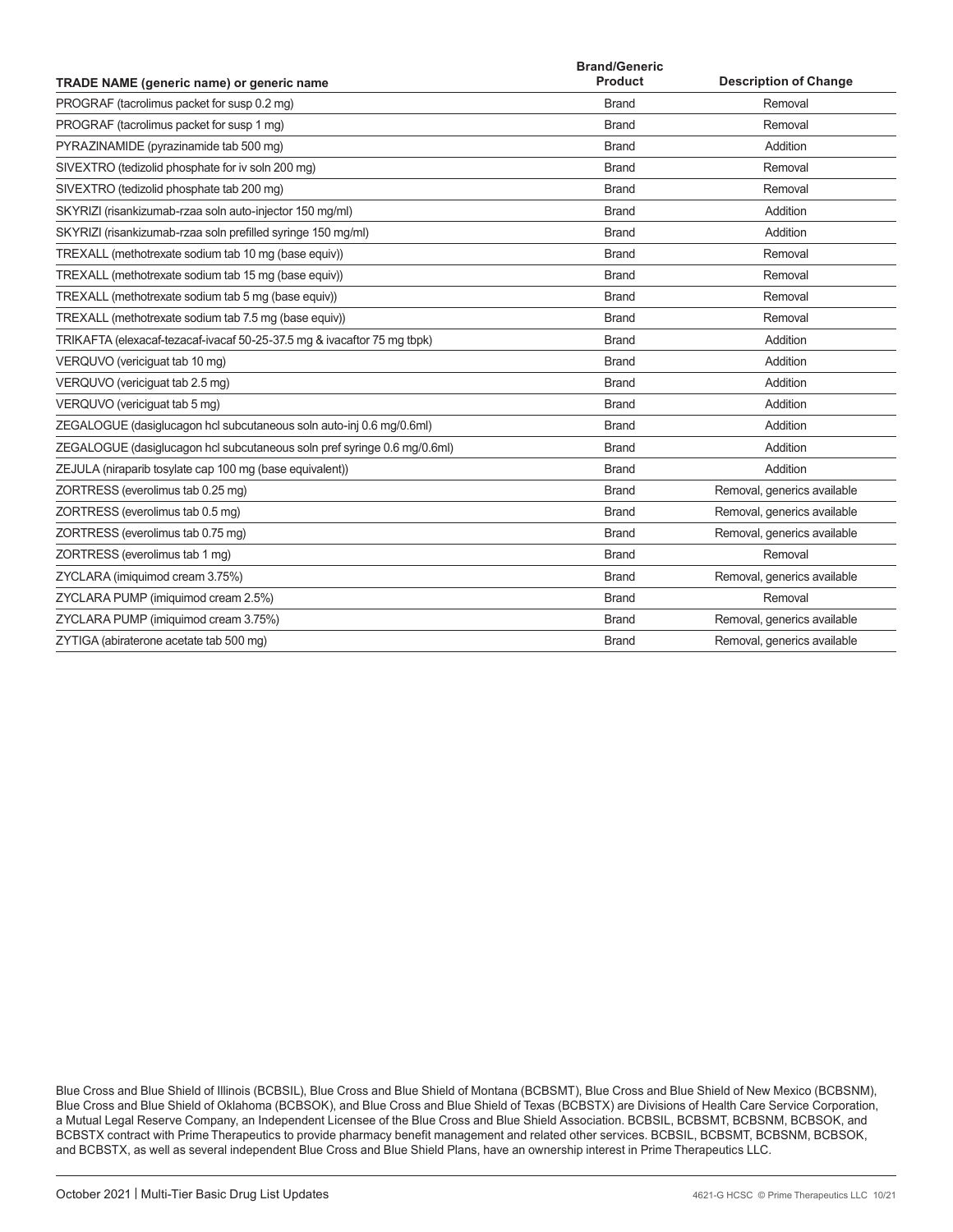| TRADE NAME (generic name) or generic name | Brand/Generic Product | Description of Change |
|---|---|---|
| PROGRAF (tacrolimus packet for susp 0.2 mg) | Brand | Removal |
| PROGRAF (tacrolimus packet for susp 1 mg) | Brand | Removal |
| PYRAZINAMIDE (pyrazinamide tab 500 mg) | Brand | Addition |
| SIVEXTRO (tedizolid phosphate for iv soln 200 mg) | Brand | Removal |
| SIVEXTRO (tedizolid phosphate tab 200 mg) | Brand | Removal |
| SKYRIZI (risankizumab-rzaa soln auto-injector 150 mg/ml) | Brand | Addition |
| SKYRIZI (risankizumab-rzaa soln prefilled syringe 150 mg/ml) | Brand | Addition |
| TREXALL (methotrexate sodium tab 10 mg (base equiv)) | Brand | Removal |
| TREXALL (methotrexate sodium tab 15 mg (base equiv)) | Brand | Removal |
| TREXALL (methotrexate sodium tab 5 mg (base equiv)) | Brand | Removal |
| TREXALL (methotrexate sodium tab 7.5 mg (base equiv)) | Brand | Removal |
| TRIKAFTA (elexacaf-tezacaf-ivacaf 50-25-37.5 mg & ivacaftor 75 mg tbpk) | Brand | Addition |
| VERQUVO (vericiguat tab 10 mg) | Brand | Addition |
| VERQUVO (vericiguat tab 2.5 mg) | Brand | Addition |
| VERQUVO (vericiguat tab 5 mg) | Brand | Addition |
| ZEGALOGUE (dasiglucagon hcl subcutaneous soln auto-inj 0.6 mg/0.6ml) | Brand | Addition |
| ZEGALOGUE (dasiglucagon hcl subcutaneous soln pref syringe 0.6 mg/0.6ml) | Brand | Addition |
| ZEJULA (niraparib tosylate cap 100 mg (base equivalent)) | Brand | Addition |
| ZORTRESS (everolimus tab 0.25 mg) | Brand | Removal, generics available |
| ZORTRESS (everolimus tab 0.5 mg) | Brand | Removal, generics available |
| ZORTRESS (everolimus tab 0.75 mg) | Brand | Removal, generics available |
| ZORTRESS (everolimus tab 1 mg) | Brand | Removal |
| ZYCLARA (imiquimod cream 3.75%) | Brand | Removal, generics available |
| ZYCLARA PUMP (imiquimod cream 2.5%) | Brand | Removal |
| ZYCLARA PUMP (imiquimod cream 3.75%) | Brand | Removal, generics available |
| ZYTIGA (abiraterone acetate tab 500 mg) | Brand | Removal, generics available |

Blue Cross and Blue Shield of Illinois (BCBSIL), Blue Cross and Blue Shield of Montana (BCBSMT), Blue Cross and Blue Shield of New Mexico (BCBSNM), Blue Cross and Blue Shield of Oklahoma (BCBSOK), and Blue Cross and Blue Shield of Texas (BCBSTX) are Divisions of Health Care Service Corporation, a Mutual Legal Reserve Company, an Independent Licensee of the Blue Cross and Blue Shield Association. BCBSIL, BCBSMT, BCBSNM, BCBSOK, and BCBSTX contract with Prime Therapeutics to provide pharmacy benefit management and related other services. BCBSIL, BCBSMT, BCBSNM, BCBSOK, and BCBSTX, as well as several independent Blue Cross and Blue Shield Plans, have an ownership interest in Prime Therapeutics LLC.

October 2021 | Multi-Tier Basic Drug List Updates

4621-G HCSC © Prime Therapeutics LLC 10/21